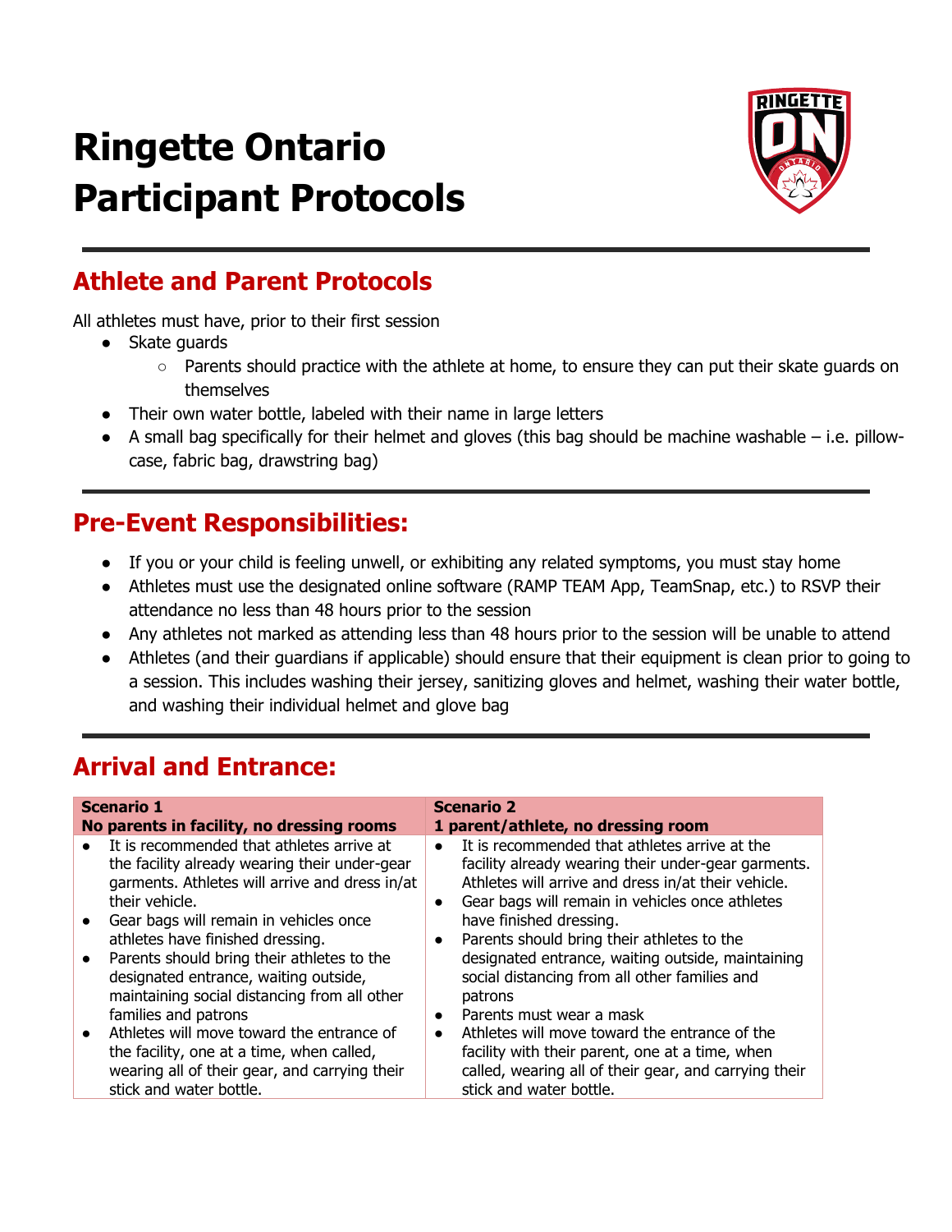# Ringette Ontario Participant Protocols

## Athlete and Parent Protocols

All athletes must have, prior to their first session

- Skate guards
  - Parents should practice with the athlete at home, to ensure they can put their skate guards on themselves
- Their own water bottle, labeled with their name in large letters
- A small bag specifically for their helmet and gloves (this bag should be machine washable – i.e. pillow-case, fabric bag, drawstring bag)

## Pre-Event Responsibilities:

- If you or your child is feeling unwell, or exhibiting any related symptoms, you must stay home
- Athletes must use the designated online software (RAMP TEAM App, TeamSnap, etc.) to RSVP their attendance no less than 48 hours prior to the session
- Any athletes not marked as attending less than 48 hours prior to the session will be unable to attend
- Athletes (and their guardians if applicable) should ensure that their equipment is clean prior to going to a session. This includes washing their jersey, sanitizing gloves and helmet, washing their water bottle, and washing their individual helmet and glove bag

## Arrival and Entrance:

| **Scenario 1**<br>**No parents in facility, no dressing rooms** | **Scenario 2**<br>**1 parent/athlete, no dressing room** |
|---|---|
| • It is recommended that athletes arrive at the facility already wearing their under-gear garments. Athletes will arrive and dress in/at their vehicle.<br>• Gear bags will remain in vehicles once athletes have finished dressing.<br>• Parents should bring their athletes to the designated entrance, waiting outside, maintaining social distancing from all other families and patrons<br>• Athletes will move toward the entrance of the facility, one at a time, when called, wearing all of their gear, and carrying their stick and water bottle. | • It is recommended that athletes arrive at the facility already wearing their under-gear garments. Athletes will arrive and dress in/at their vehicle.<br>• Gear bags will remain in vehicles once athletes have finished dressing.<br>• Parents should bring their athletes to the designated entrance, waiting outside, maintaining social distancing from all other families and patrons<br>• Parents must wear a mask<br>• Athletes will move toward the entrance of the facility with their parent, one at a time, when called, wearing all of their gear, and carrying their stick and water bottle. |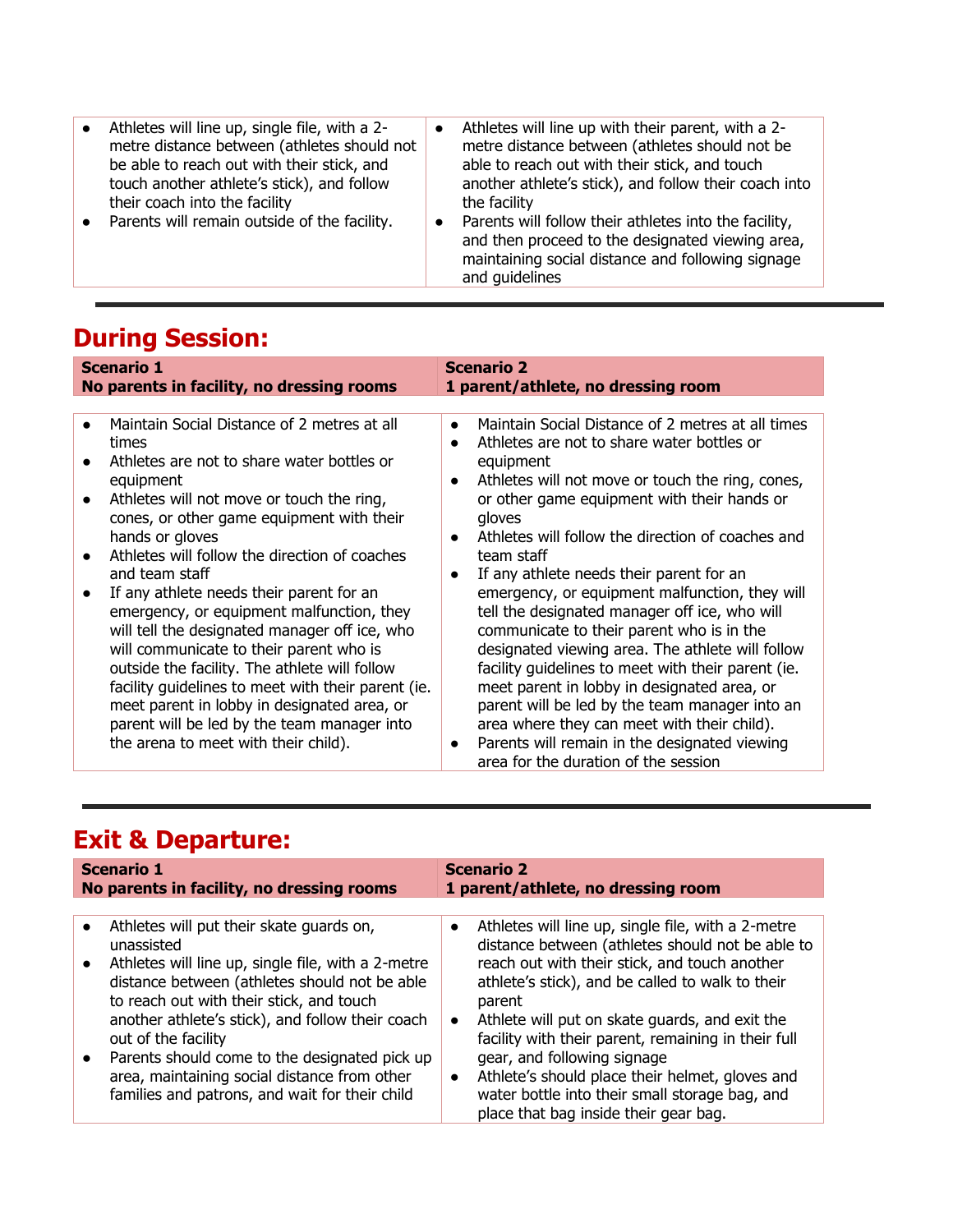| | |
|---|---|
| • Athletes will line up, single file, with a 2-metre distance between (athletes should not be able to reach out with their stick, and touch another athlete's stick), and follow their coach into the facility<br>• Parents will remain outside of the facility. | • Athletes will line up with their parent, with a 2-metre distance between (athletes should not be able to reach out with their stick, and touch another athlete's stick), and follow their coach into the facility<br>• Parents will follow their athletes into the facility, and then proceed to the designated viewing area, maintaining social distance and following signage and guidelines |

## During Session:

| **Scenario 1**<br>**No parents in facility, no dressing rooms** | **Scenario 2**<br>**1 parent/athlete, no dressing room** |
|---|---|
| • Maintain Social Distance of 2 metres at all times<br>• Athletes are not to share water bottles or equipment<br>• Athletes will not move or touch the ring, cones, or other game equipment with their hands or gloves<br>• Athletes will follow the direction of coaches and team staff<br>• If any athlete needs their parent for an emergency, or equipment malfunction, they will tell the designated manager off ice, who will communicate to their parent who is outside the facility. The athlete will follow facility guidelines to meet with their parent (ie. meet parent in lobby in designated area, or parent will be led by the team manager into the arena to meet with their child). | • Maintain Social Distance of 2 metres at all times<br>• Athletes are not to share water bottles or equipment<br>• Athletes will not move or touch the ring, cones, or other game equipment with their hands or gloves<br>• Athletes will follow the direction of coaches and team staff<br>• If any athlete needs their parent for an emergency, or equipment malfunction, they will tell the designated manager off ice, who will communicate to their parent who is in the designated viewing area. The athlete will follow facility guidelines to meet with their parent (ie. meet parent in lobby in designated area, or parent will be led by the team manager into an area where they can meet with their child).<br>• Parents will remain in the designated viewing area for the duration of the session |

## Exit & Departure:

| **Scenario 1**<br>**No parents in facility, no dressing rooms** | **Scenario 2**<br>**1 parent/athlete, no dressing room** |
|---|---|
| • Athletes will put their skate guards on, unassisted<br>• Athletes will line up, single file, with a 2-metre distance between (athletes should not be able to reach out with their stick, and touch another athlete's stick), and follow their coach out of the facility<br>• Parents should come to the designated pick up area, maintaining social distance from other families and patrons, and wait for their child | • Athletes will line up, single file, with a 2-metre distance between (athletes should not be able to reach out with their stick, and touch another athlete's stick), and be called to walk to their parent<br>• Athlete will put on skate guards, and exit the facility with their parent, remaining in their full gear, and following signage<br>• Athlete's should place their helmet, gloves and water bottle into their small storage bag, and place that bag inside their gear bag. |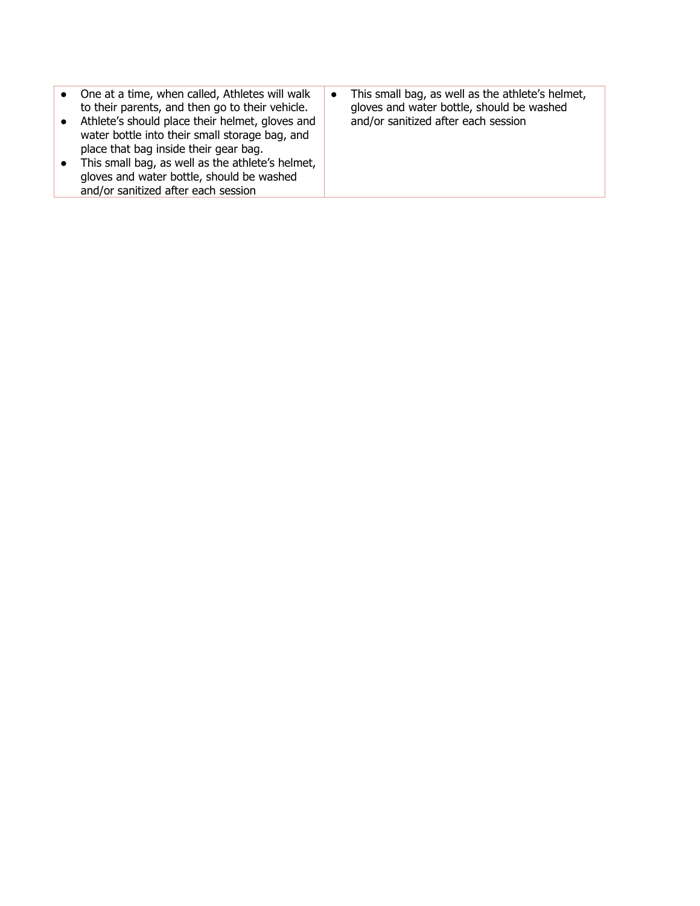| | |
|---|---|
| • One at a time, when called, Athletes will walk to their parents, and then go to their vehicle.<br>• Athlete's should place their helmet, gloves and water bottle into their small storage bag, and place that bag inside their gear bag.<br>• This small bag, as well as the athlete's helmet, gloves and water bottle, should be washed and/or sanitized after each session | • This small bag, as well as the athlete's helmet, gloves and water bottle, should be washed and/or sanitized after each session |